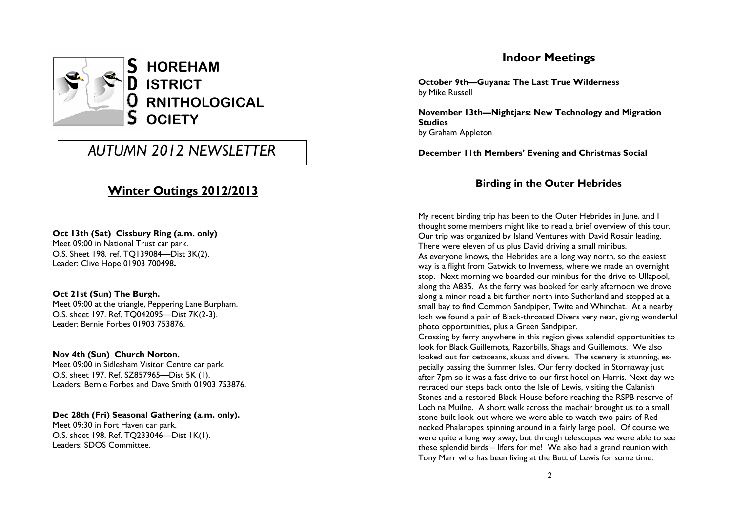# SHOREHAM DISTRICT ORNITHOLOGICAL SOCIETY

## *AUTUMN 2012 NEWSLETTER*

## Winter Outings 2012/2013

**Oct 13th (Sat) Cissbury Ring (a.m. only)**
Meet 09:00 in National Trust car park.
O.S. Sheet 198. ref. TQ139084—Dist 3K(2).
Leader: Clive Hope 01903 700498**.**

**Oct 21st (Sun) The Burgh.**
Meet 09:00 at the triangle, Peppering Lane Burpham.
O.S. sheet 197. Ref. TQ042095—Dist 7K(2-3).
Leader: Bernie Forbes 01903 753876.

**Nov 4th (Sun) Church Norton.**
Meet 09:00 in Sidlesham Visitor Centre car park.
O.S. sheet 197. Ref. SZ857965—Dist 5K (1).
Leaders: Bernie Forbes and Dave Smith 01903 753876.

**Dec 28th (Fri) Seasonal Gathering (a.m. only).**
Meet 09:30 in Fort Haven car park.
O.S. sheet 198. Ref. TQ233046—Dist 1K(1).
Leaders: SDOS Committee.

## Indoor Meetings

**October 9th—Guyana: The Last True Wilderness**
by Mike Russell

**November 13th—Nightjars: New Technology and Migration Studies**
by Graham Appleton

**December 11th Members' Evening and Christmas Social**

## Birding in the Outer Hebrides

My recent birding trip has been to the Outer Hebrides in June, and I thought some members might like to read a brief overview of this tour. Our trip was organized by Island Ventures with David Rosair leading. There were eleven of us plus David driving a small minibus.
As everyone knows, the Hebrides are a long way north, so the easiest way is a flight from Gatwick to Inverness, where we made an overnight stop. Next morning we boarded our minibus for the drive to Ullapool, along the A835. As the ferry was booked for early afternoon we drove along a minor road a bit further north into Sutherland and stopped at a small bay to find Common Sandpiper, Twite and Whinchat. At a nearby loch we found a pair of Black-throated Divers very near, giving wonderful photo opportunities, plus a Green Sandpiper.
Crossing by ferry anywhere in this region gives splendid opportunities to look for Black Guillemots, Razorbills, Shags and Guillemots. We also looked out for cetaceans, skuas and divers. The scenery is stunning, especially passing the Summer Isles. Our ferry docked in Stornaway just after 7pm so it was a fast drive to our first hotel on Harris. Next day we retraced our steps back onto the Isle of Lewis, visiting the Calanish Stones and a restored Black House before reaching the RSPB reserve of Loch na Muilne. A short walk across the machair brought us to a small stone built look-out where we were able to watch two pairs of Red-necked Phalaropes spinning around in a fairly large pool. Of course we were quite a long way away, but through telescopes we were able to see these splendid birds – lifers for me! We also had a grand reunion with Tony Marr who has been living at the Butt of Lewis for some time.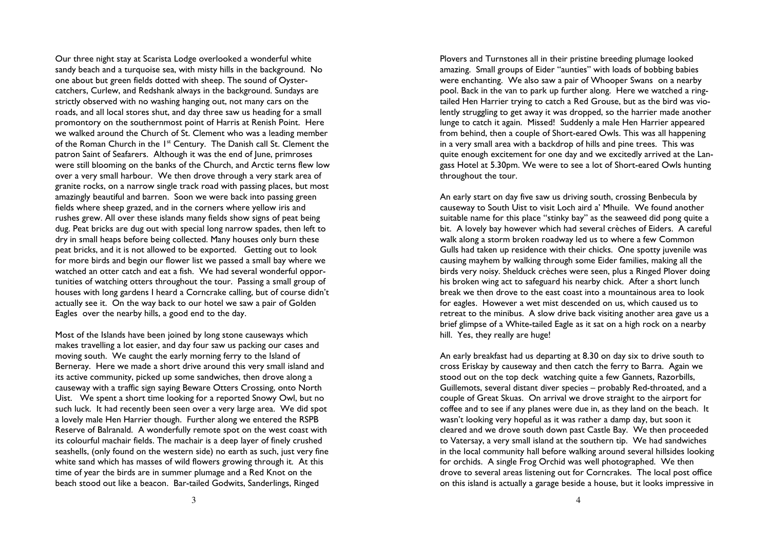Our three night stay at Scarista Lodge overlooked a wonderful white sandy beach and a turquoise sea, with misty hills in the background. No one about but green fields dotted with sheep. The sound of Oyster-catchers, Curlew, and Redshank always in the background. Sundays are strictly observed with no washing hanging out, not many cars on the roads, and all local stores shut, and day three saw us heading for a small promontory on the southernmost point of Harris at Renish Point. Here we walked around the Church of St. Clement who was a leading member of the Roman Church in the 1st Century. The Danish call St. Clement the patron Saint of Seafarers. Although it was the end of June, primroses were still blooming on the banks of the Church, and Arctic terns flew low over a very small harbour. We then drove through a very stark area of granite rocks, on a narrow single track road with passing places, but most amazingly beautiful and barren. Soon we were back into passing green fields where sheep grazed, and in the corners where yellow iris and rushes grew. All over these islands many fields show signs of peat being dug. Peat bricks are dug out with special long narrow spades, then left to dry in small heaps before being collected. Many houses only burn these peat bricks, and it is not allowed to be exported. Getting out to look for more birds and begin our flower list we passed a small bay where we watched an otter catch and eat a fish. We had several wonderful opportunities of watching otters throughout the tour. Passing a small group of houses with long gardens I heard a Corncrake calling, but of course didn't actually see it. On the way back to our hotel we saw a pair of Golden Eagles over the nearby hills, a good end to the day.

Most of the Islands have been joined by long stone causeways which makes travelling a lot easier, and day four saw us packing our cases and moving south. We caught the early morning ferry to the Island of Berneray. Here we made a short drive around this very small island and its active community, picked up some sandwiches, then drove along a causeway with a traffic sign saying Beware Otters Crossing, onto North Uist. We spent a short time looking for a reported Snowy Owl, but no such luck. It had recently been seen over a very large area. We did spot a lovely male Hen Harrier though. Further along we entered the RSPB Reserve of Balranald. A wonderfully remote spot on the west coast with its colourful machair fields. The machair is a deep layer of finely crushed seashells, (only found on the western side) no earth as such, just very fine white sand which has masses of wild flowers growing through it. At this time of year the birds are in summer plumage and a Red Knot on the beach stood out like a beacon. Bar-tailed Godwits, Sanderlings, Ringed Plovers and Turnstones all in their pristine breeding plumage looked amazing. Small groups of Eider "aunties" with loads of bobbing babies were enchanting. We also saw a pair of Whooper Swans on a nearby pool. Back in the van to park up further along. Here we watched a ring-tailed Hen Harrier trying to catch a Red Grouse, but as the bird was violently struggling to get away it was dropped, so the harrier made another lunge to catch it again. Missed! Suddenly a male Hen Harrier appeared from behind, then a couple of Short-eared Owls. This was all happening in a very small area with a backdrop of hills and pine trees. This was quite enough excitement for one day and we excitedly arrived at the Langass Hotel at 5.30pm. We were to see a lot of Short-eared Owls hunting throughout the tour.

An early start on day five saw us driving south, crossing Benbecula by causeway to South Uist to visit Loch aird a' Mhuile. We found another suitable name for this place "stinky bay" as the seaweed did pong quite a bit. A lovely bay however which had several crèches of Eiders. A careful walk along a storm broken roadway led us to where a few Common Gulls had taken up residence with their chicks. One spotty juvenile was causing mayhem by walking through some Eider families, making all the birds very noisy. Shelduck crèches were seen, plus a Ringed Plover doing his broken wing act to safeguard his nearby chick. After a short lunch break we then drove to the east coast into a mountainous area to look for eagles. However a wet mist descended on us, which caused us to retreat to the minibus. A slow drive back visiting another area gave us a brief glimpse of a White-tailed Eagle as it sat on a high rock on a nearby hill. Yes, they really are huge!

An early breakfast had us departing at 8.30 on day six to drive south to cross Eriskay by causeway and then catch the ferry to Barra. Again we stood out on the top deck watching quite a few Gannets, Razorbills, Guillemots, several distant diver species – probably Red-throated, and a couple of Great Skuas. On arrival we drove straight to the airport for coffee and to see if any planes were due in, as they land on the beach. It wasn't looking very hopeful as it was rather a damp day, but soon it cleared and we drove south down past Castle Bay. We then proceeded to Vatersay, a very small island at the southern tip. We had sandwiches in the local community hall before walking around several hillsides looking for orchids. A single Frog Orchid was well photographed. We then drove to several areas listening out for Corncrakes. The local post office on this island is actually a garage beside a house, but it looks impressive in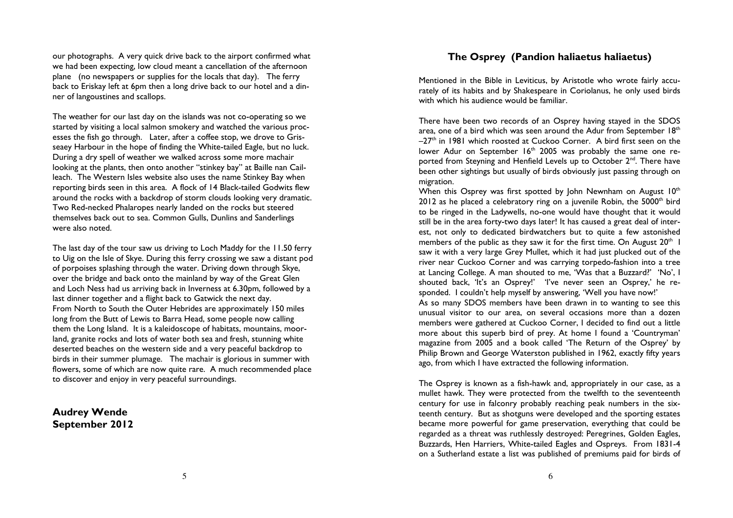our photographs. A very quick drive back to the airport confirmed what we had been expecting, low cloud meant a cancellation of the afternoon plane (no newspapers or supplies for the locals that day). The ferry back to Eriskay left at 6pm then a long drive back to our hotel and a dinner of langoustines and scallops.

The weather for our last day on the islands was not co-operating so we started by visiting a local salmon smokery and watched the various processes the fish go through. Later, after a coffee stop, we drove to Grisseaey Harbour in the hope of finding the White-tailed Eagle, but no luck. During a dry spell of weather we walked across some more machair looking at the plants, then onto another "stinkey bay" at Baille nan Cailleach. The Western Isles website also uses the name Stinkey Bay when reporting birds seen in this area. A flock of 14 Black-tailed Godwits flew around the rocks with a backdrop of storm clouds looking very dramatic. Two Red-necked Phalaropes nearly landed on the rocks but steered themselves back out to sea. Common Gulls, Dunlins and Sanderlings were also noted.

The last day of the tour saw us driving to Loch Maddy for the 11.50 ferry to Uig on the Isle of Skye. During this ferry crossing we saw a distant pod of porpoises splashing through the water. Driving down through Skye, over the bridge and back onto the mainland by way of the Great Glen and Loch Ness had us arriving back in Inverness at 6.30pm, followed by a last dinner together and a flight back to Gatwick the next day.
From North to South the Outer Hebrides are approximately 150 miles long from the Butt of Lewis to Barra Head, some people now calling them the Long Island. It is a kaleidoscope of habitats, mountains, moorland, granite rocks and lots of water both sea and fresh, stunning white deserted beaches on the western side and a very peaceful backdrop to birds in their summer plumage. The machair is glorious in summer with flowers, some of which are now quite rare. A much recommended place to discover and enjoy in very peaceful surroundings.

**Audrey Wende**
**September 2012**

## The Osprey (Pandion haliaetus haliaetus)

Mentioned in the Bible in Leviticus, by Aristotle who wrote fairly accurately of its habits and by Shakespeare in Coriolanus, he only used birds with which his audience would be familiar.

There have been two records of an Osprey having stayed in the SDOS area, one of a bird which was seen around the Adur from September 18th –27th in 1981 which roosted at Cuckoo Corner. A bird first seen on the lower Adur on September 16th 2005 was probably the same one reported from Steyning and Henfield Levels up to October 2nd. There have been other sightings but usually of birds obviously just passing through on migration.

When this Osprey was first spotted by John Newnham on August 10th 2012 as he placed a celebratory ring on a juvenile Robin, the 5000th bird to be ringed in the Ladywells, no-one would have thought that it would still be in the area forty-two days later! It has caused a great deal of interest, not only to dedicated birdwatchers but to quite a few astonished members of the public as they saw it for the first time. On August 20th I saw it with a very large Grey Mullet, which it had just plucked out of the river near Cuckoo Corner and was carrying torpedo-fashion into a tree at Lancing College. A man shouted to me, 'Was that a Buzzard?' 'No', I shouted back, 'It's an Osprey!' 'I've never seen an Osprey,' he responded. I couldn't help myself by answering, 'Well you have now!'

As so many SDOS members have been drawn in to wanting to see this unusual visitor to our area, on several occasions more than a dozen members were gathered at Cuckoo Corner, I decided to find out a little more about this superb bird of prey. At home I found a 'Countryman' magazine from 2005 and a book called 'The Return of the Osprey' by Philip Brown and George Waterston published in 1962, exactly fifty years ago, from which I have extracted the following information.

The Osprey is known as a fish-hawk and, appropriately in our case, as a mullet hawk. They were protected from the twelfth to the seventeenth century for use in falconry probably reaching peak numbers in the sixteenth century. But as shotguns were developed and the sporting estates became more powerful for game preservation, everything that could be regarded as a threat was ruthlessly destroyed: Peregrines, Golden Eagles, Buzzards, Hen Harriers, White-tailed Eagles and Ospreys. From 1831-4 on a Sutherland estate a list was published of premiums paid for birds of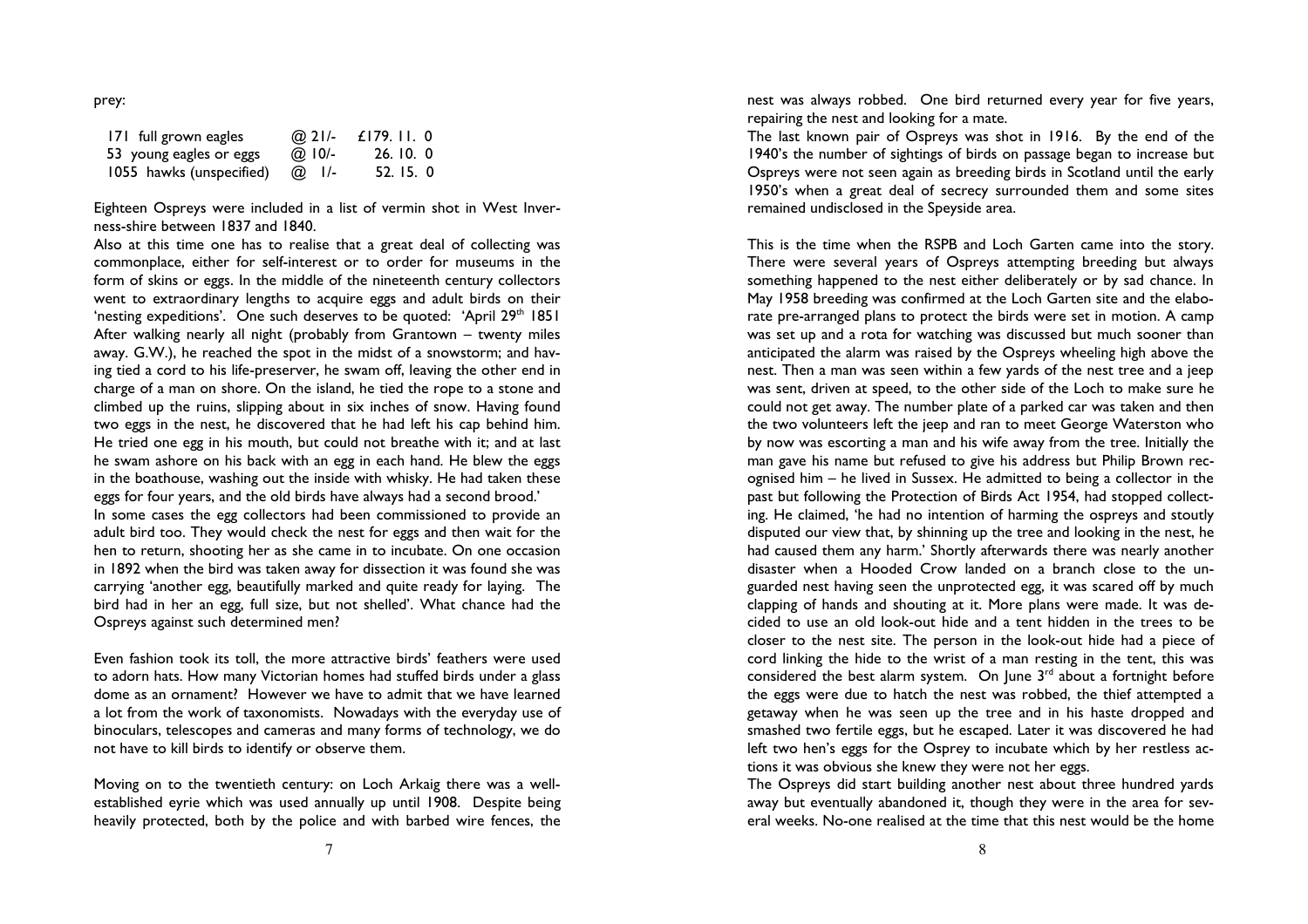prey:

| | | |
|---|---|---|
| 171 full grown eagles | @ 21/- | £179. 11. 0 |
| 53 young eagles or eggs | @ 10/- | 26. 10. 0 |
| 1055 hawks (unspecified) | @ 1/- | 52. 15. 0 |

Eighteen Ospreys were included in a list of vermin shot in West Inverness-shire between 1837 and 1840.

Also at this time one has to realise that a great deal of collecting was commonplace, either for self-interest or to order for museums in the form of skins or eggs. In the middle of the nineteenth century collectors went to extraordinary lengths to acquire eggs and adult birds on their 'nesting expeditions'. One such deserves to be quoted: 'April 29th 1851 After walking nearly all night (probably from Grantown – twenty miles away. G.W.), he reached the spot in the midst of a snowstorm; and having tied a cord to his life-preserver, he swam off, leaving the other end in charge of a man on shore. On the island, he tied the rope to a stone and climbed up the ruins, slipping about in six inches of snow. Having found two eggs in the nest, he discovered that he had left his cap behind him. He tried one egg in his mouth, but could not breathe with it; and at last he swam ashore on his back with an egg in each hand. He blew the eggs in the boathouse, washing out the inside with whisky. He had taken these eggs for four years, and the old birds have always had a second brood.'

In some cases the egg collectors had been commissioned to provide an adult bird too. They would check the nest for eggs and then wait for the hen to return, shooting her as she came in to incubate. On one occasion in 1892 when the bird was taken away for dissection it was found she was carrying 'another egg, beautifully marked and quite ready for laying. The bird had in her an egg, full size, but not shelled'. What chance had the Ospreys against such determined men?

Even fashion took its toll, the more attractive birds' feathers were used to adorn hats. How many Victorian homes had stuffed birds under a glass dome as an ornament? However we have to admit that we have learned a lot from the work of taxonomists. Nowadays with the everyday use of binoculars, telescopes and cameras and many forms of technology, we do not have to kill birds to identify or observe them.

Moving on to the twentieth century: on Loch Arkaig there was a well-established eyrie which was used annually up until 1908. Despite being heavily protected, both by the police and with barbed wire fences, the nest was always robbed. One bird returned every year for five years, repairing the nest and looking for a mate.

The last known pair of Ospreys was shot in 1916. By the end of the 1940's the number of sightings of birds on passage began to increase but Ospreys were not seen again as breeding birds in Scotland until the early 1950's when a great deal of secrecy surrounded them and some sites remained undisclosed in the Speyside area.

This is the time when the RSPB and Loch Garten came into the story. There were several years of Ospreys attempting breeding but always something happened to the nest either deliberately or by sad chance. In May 1958 breeding was confirmed at the Loch Garten site and the elaborate pre-arranged plans to protect the birds were set in motion. A camp was set up and a rota for watching was discussed but much sooner than anticipated the alarm was raised by the Ospreys wheeling high above the nest. Then a man was seen within a few yards of the nest tree and a jeep was sent, driven at speed, to the other side of the Loch to make sure he could not get away. The number plate of a parked car was taken and then the two volunteers left the jeep and ran to meet George Waterston who by now was escorting a man and his wife away from the tree. Initially the man gave his name but refused to give his address but Philip Brown recognised him – he lived in Sussex. He admitted to being a collector in the past but following the Protection of Birds Act 1954, had stopped collecting. He claimed, 'he had no intention of harming the ospreys and stoutly disputed our view that, by shinning up the tree and looking in the nest, he had caused them any harm.' Shortly afterwards there was nearly another disaster when a Hooded Crow landed on a branch close to the unguarded nest having seen the unprotected egg, it was scared off by much clapping of hands and shouting at it. More plans were made. It was decided to use an old look-out hide and a tent hidden in the trees to be closer to the nest site. The person in the look-out hide had a piece of cord linking the hide to the wrist of a man resting in the tent, this was considered the best alarm system. On June 3rd about a fortnight before the eggs were due to hatch the nest was robbed, the thief attempted a getaway when he was seen up the tree and in his haste dropped and smashed two fertile eggs, but he escaped. Later it was discovered he had left two hen's eggs for the Osprey to incubate which by her restless actions it was obvious she knew they were not her eggs.

The Ospreys did start building another nest about three hundred yards away but eventually abandoned it, though they were in the area for several weeks. No-one realised at the time that this nest would be the home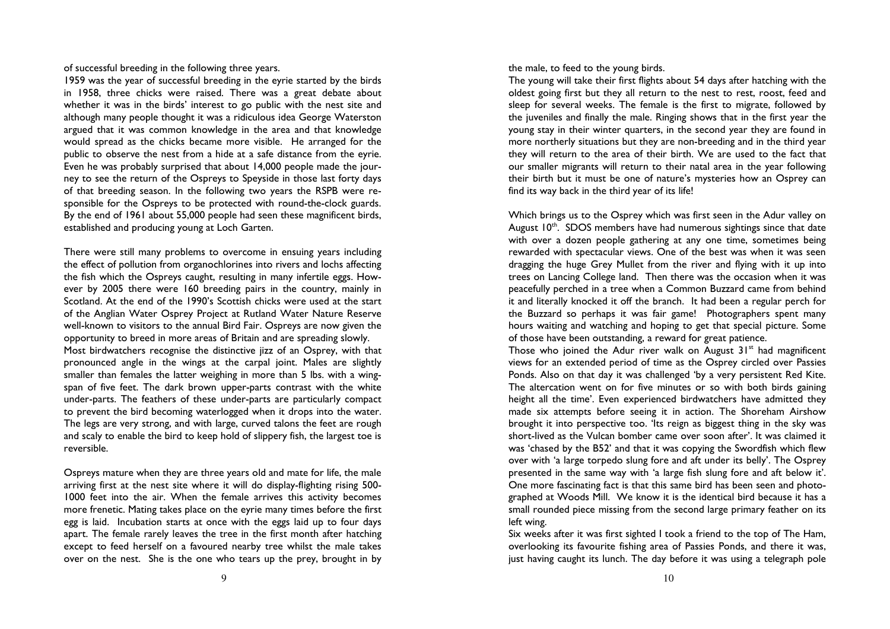of successful breeding in the following three years.

1959 was the year of successful breeding in the eyrie started by the birds in 1958, three chicks were raised. There was a great debate about whether it was in the birds' interest to go public with the nest site and although many people thought it was a ridiculous idea George Waterston argued that it was common knowledge in the area and that knowledge would spread as the chicks became more visible. He arranged for the public to observe the nest from a hide at a safe distance from the eyrie. Even he was probably surprised that about 14,000 people made the journey to see the return of the Ospreys to Speyside in those last forty days of that breeding season. In the following two years the RSPB were responsible for the Ospreys to be protected with round-the-clock guards. By the end of 1961 about 55,000 people had seen these magnificent birds, established and producing young at Loch Garten.

There were still many problems to overcome in ensuing years including the effect of pollution from organochlorines into rivers and lochs affecting the fish which the Ospreys caught, resulting in many infertile eggs. However by 2005 there were 160 breeding pairs in the country, mainly in Scotland. At the end of the 1990's Scottish chicks were used at the start of the Anglian Water Osprey Project at Rutland Water Nature Reserve well-known to visitors to the annual Bird Fair. Ospreys are now given the opportunity to breed in more areas of Britain and are spreading slowly.

Most birdwatchers recognise the distinctive jizz of an Osprey, with that pronounced angle in the wings at the carpal joint. Males are slightly smaller than females the latter weighing in more than 5 lbs. with a wingspan of five feet. The dark brown upper-parts contrast with the white under-parts. The feathers of these under-parts are particularly compact to prevent the bird becoming waterlogged when it drops into the water. The legs are very strong, and with large, curved talons the feet are rough and scaly to enable the bird to keep hold of slippery fish, the largest toe is reversible.

Ospreys mature when they are three years old and mate for life, the male arriving first at the nest site where it will do display-flighting rising 500-1000 feet into the air. When the female arrives this activity becomes more frenetic. Mating takes place on the eyrie many times before the first egg is laid. Incubation starts at once with the eggs laid up to four days apart. The female rarely leaves the tree in the first month after hatching except to feed herself on a favoured nearby tree whilst the male takes over on the nest. She is the one who tears up the prey, brought in by the male, to feed to the young birds.

The young will take their first flights about 54 days after hatching with the oldest going first but they all return to the nest to rest, roost, feed and sleep for several weeks. The female is the first to migrate, followed by the juveniles and finally the male. Ringing shows that in the first year the young stay in their winter quarters, in the second year they are found in more northerly situations but they are non-breeding and in the third year they will return to the area of their birth. We are used to the fact that our smaller migrants will return to their natal area in the year following their birth but it must be one of nature's mysteries how an Osprey can find its way back in the third year of its life!

Which brings us to the Osprey which was first seen in the Adur valley on August 10th. SDOS members have had numerous sightings since that date with over a dozen people gathering at any one time, sometimes being rewarded with spectacular views. One of the best was when it was seen dragging the huge Grey Mullet from the river and flying with it up into trees on Lancing College land. Then there was the occasion when it was peacefully perched in a tree when a Common Buzzard came from behind it and literally knocked it off the branch. It had been a regular perch for the Buzzard so perhaps it was fair game! Photographers spent many hours waiting and watching and hoping to get that special picture. Some of those have been outstanding, a reward for great patience.

Those who joined the Adur river walk on August 31st had magnificent views for an extended period of time as the Osprey circled over Passies Ponds. Also on that day it was challenged 'by a very persistent Red Kite. The altercation went on for five minutes or so with both birds gaining height all the time'. Even experienced birdwatchers have admitted they made six attempts before seeing it in action. The Shoreham Airshow brought it into perspective too. 'Its reign as biggest thing in the sky was short-lived as the Vulcan bomber came over soon after'. It was claimed it was 'chased by the B52' and that it was copying the Swordfish which flew over with 'a large torpedo slung fore and aft under its belly'. The Osprey presented in the same way with 'a large fish slung fore and aft below it'. One more fascinating fact is that this same bird has been seen and photographed at Woods Mill. We know it is the identical bird because it has a small rounded piece missing from the second large primary feather on its left wing.

Six weeks after it was first sighted I took a friend to the top of The Ham, overlooking its favourite fishing area of Passies Ponds, and there it was, just having caught its lunch. The day before it was using a telegraph pole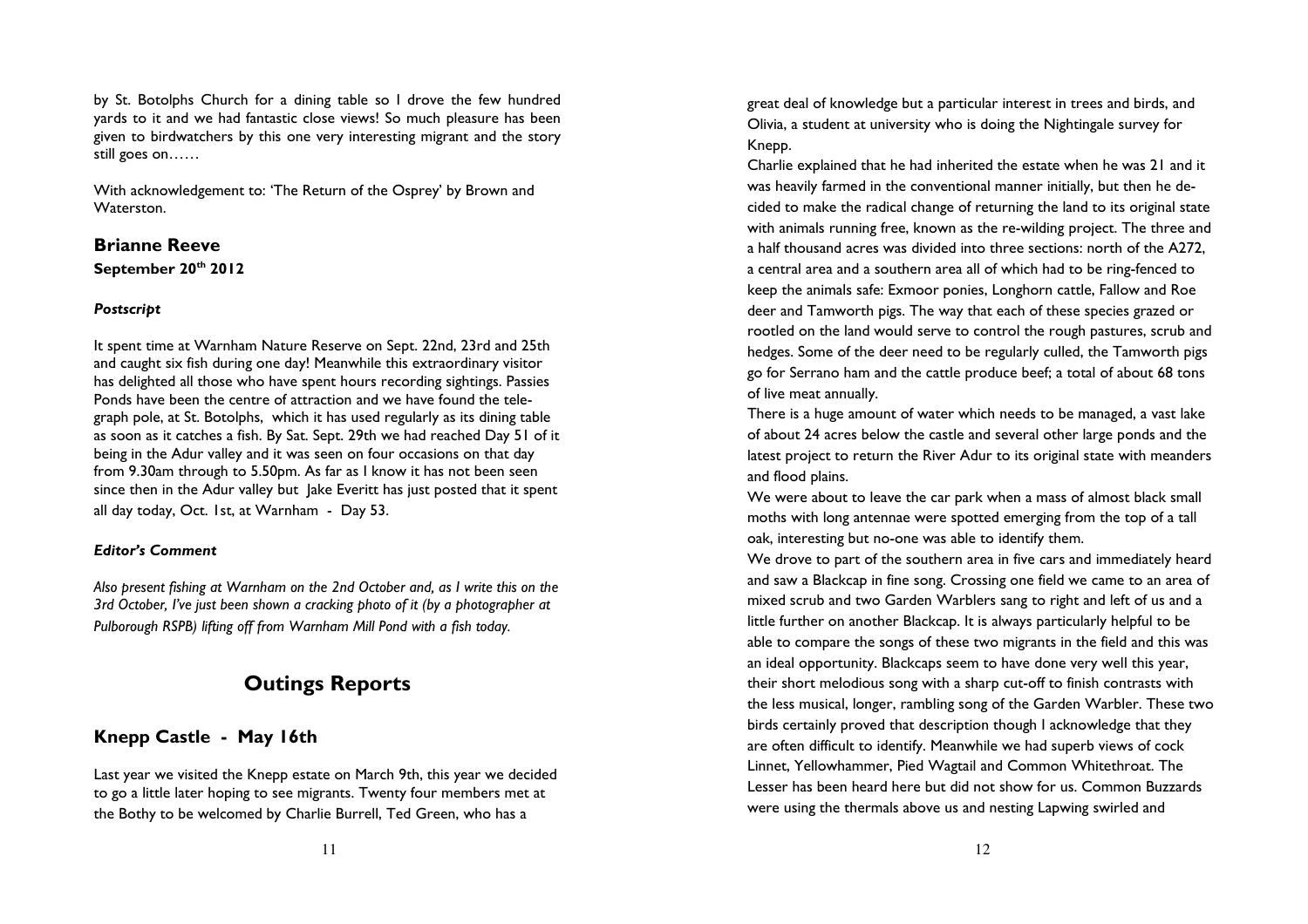by St. Botolphs Church for a dining table so I drove the few hundred yards to it and we had fantastic close views! So much pleasure has been given to birdwatchers by this one very interesting migrant and the story still goes on……

With acknowledgement to: 'The Return of the Osprey' by Brown and Waterston.

**Brianne Reeve**
**September 20th 2012**

***Postscript***

It spent time at Warnham Nature Reserve on Sept. 22nd, 23rd and 25th and caught six fish during one day! Meanwhile this extraordinary visitor has delighted all those who have spent hours recording sightings. Passies Ponds have been the centre of attraction and we have found the telegraph pole, at St. Botolphs, which it has used regularly as its dining table as soon as it catches a fish. By Sat. Sept. 29th we had reached Day 51 of it being in the Adur valley and it was seen on four occasions on that day from 9.30am through to 5.50pm. As far as I know it has not been seen since then in the Adur valley but Jake Everitt has just posted that it spent all day today, Oct. 1st, at Warnham - Day 53.

***Editor's Comment***

*Also present fishing at Warnham on the 2nd October and, as I write this on the 3rd October, I've just been shown a cracking photo of it (by a photographer at Pulborough RSPB) lifting off from Warnham Mill Pond with a fish today.*

# Outings Reports

## Knepp Castle - May 16th

Last year we visited the Knepp estate on March 9th, this year we decided to go a little later hoping to see migrants. Twenty four members met at the Bothy to be welcomed by Charlie Burrell, Ted Green, who has a great deal of knowledge but a particular interest in trees and birds, and Olivia, a student at university who is doing the Nightingale survey for Knepp.

Charlie explained that he had inherited the estate when he was 21 and it was heavily farmed in the conventional manner initially, but then he decided to make the radical change of returning the land to its original state with animals running free, known as the re-wilding project. The three and a half thousand acres was divided into three sections: north of the A272, a central area and a southern area all of which had to be ring-fenced to keep the animals safe: Exmoor ponies, Longhorn cattle, Fallow and Roe deer and Tamworth pigs. The way that each of these species grazed or rootled on the land would serve to control the rough pastures, scrub and hedges. Some of the deer need to be regularly culled, the Tamworth pigs go for Serrano ham and the cattle produce beef; a total of about 68 tons of live meat annually.

There is a huge amount of water which needs to be managed, a vast lake of about 24 acres below the castle and several other large ponds and the latest project to return the River Adur to its original state with meanders and flood plains.

We were about to leave the car park when a mass of almost black small moths with long antennae were spotted emerging from the top of a tall oak, interesting but no-one was able to identify them.

We drove to part of the southern area in five cars and immediately heard and saw a Blackcap in fine song. Crossing one field we came to an area of mixed scrub and two Garden Warblers sang to right and left of us and a little further on another Blackcap. It is always particularly helpful to be able to compare the songs of these two migrants in the field and this was an ideal opportunity. Blackcaps seem to have done very well this year, their short melodious song with a sharp cut-off to finish contrasts with the less musical, longer, rambling song of the Garden Warbler. These two birds certainly proved that description though I acknowledge that they are often difficult to identify. Meanwhile we had superb views of cock Linnet, Yellowhammer, Pied Wagtail and Common Whitethroat. The Lesser has been heard here but did not show for us. Common Buzzards were using the thermals above us and nesting Lapwing swirled and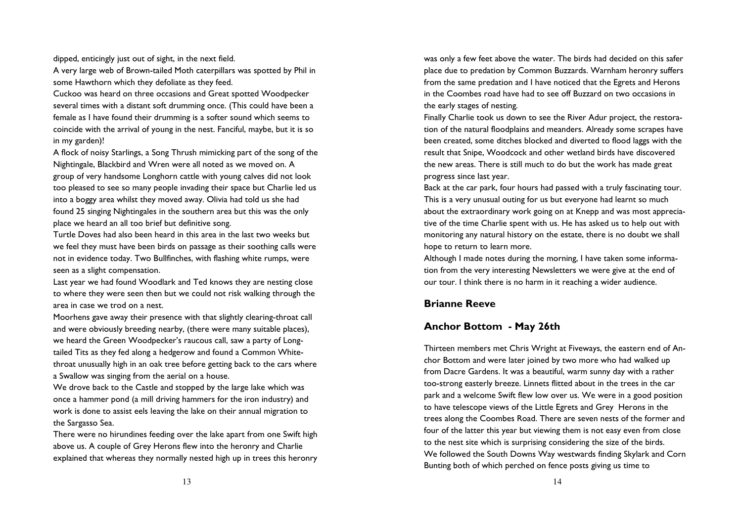dipped, enticingly just out of sight, in the next field.

A very large web of Brown-tailed Moth caterpillars was spotted by Phil in some Hawthorn which they defoliate as they feed.

Cuckoo was heard on three occasions and Great spotted Woodpecker several times with a distant soft drumming once. (This could have been a female as I have found their drumming is a softer sound which seems to coincide with the arrival of young in the nest. Fanciful, maybe, but it is so in my garden)!

A flock of noisy Starlings, a Song Thrush mimicking part of the song of the Nightingale, Blackbird and Wren were all noted as we moved on. A group of very handsome Longhorn cattle with young calves did not look too pleased to see so many people invading their space but Charlie led us into a boggy area whilst they moved away. Olivia had told us she had found 25 singing Nightingales in the southern area but this was the only place we heard an all too brief but definitive song.

Turtle Doves had also been heard in this area in the last two weeks but we feel they must have been birds on passage as their soothing calls were not in evidence today. Two Bullfinches, with flashing white rumps, were seen as a slight compensation.

Last year we had found Woodlark and Ted knows they are nesting close to where they were seen then but we could not risk walking through the area in case we trod on a nest.

Moorhens gave away their presence with that slightly clearing-throat call and were obviously breeding nearby, (there were many suitable places), we heard the Green Woodpecker's raucous call, saw a party of Long-tailed Tits as they fed along a hedgerow and found a Common Whitethroat unusually high in an oak tree before getting back to the cars where a Swallow was singing from the aerial on a house.

We drove back to the Castle and stopped by the large lake which was once a hammer pond (a mill driving hammers for the iron industry) and work is done to assist eels leaving the lake on their annual migration to the Sargasso Sea.

There were no hirundines feeding over the lake apart from one Swift high above us. A couple of Grey Herons flew into the heronry and Charlie explained that whereas they normally nested high up in trees this heronry was only a few feet above the water. The birds had decided on this safer place due to predation by Common Buzzards. Warnham heronry suffers from the same predation and I have noticed that the Egrets and Herons in the Coombes road have had to see off Buzzard on two occasions in the early stages of nesting.

Finally Charlie took us down to see the River Adur project, the restoration of the natural floodplains and meanders. Already some scrapes have been created, some ditches blocked and diverted to flood laggs with the result that Snipe, Woodcock and other wetland birds have discovered the new areas. There is still much to do but the work has made great progress since last year.

Back at the car park, four hours had passed with a truly fascinating tour. This is a very unusual outing for us but everyone had learnt so much about the extraordinary work going on at Knepp and was most appreciative of the time Charlie spent with us. He has asked us to help out with monitoring any natural history on the estate, there is no doubt we shall hope to return to learn more.

Although I made notes during the morning, I have taken some information from the very interesting Newsletters we were give at the end of our tour. I think there is no harm in it reaching a wider audience.

**Brianne Reeve**

## Anchor Bottom - May 26th

Thirteen members met Chris Wright at Fiveways, the eastern end of Anchor Bottom and were later joined by two more who had walked up from Dacre Gardens. It was a beautiful, warm sunny day with a rather too-strong easterly breeze. Linnets flitted about in the trees in the car park and a welcome Swift flew low over us. We were in a good position to have telescope views of the Little Egrets and Grey Herons in the trees along the Coombes Road. There are seven nests of the former and four of the latter this year but viewing them is not easy even from close to the nest site which is surprising considering the size of the birds.

We followed the South Downs Way westwards finding Skylark and Corn Bunting both of which perched on fence posts giving us time to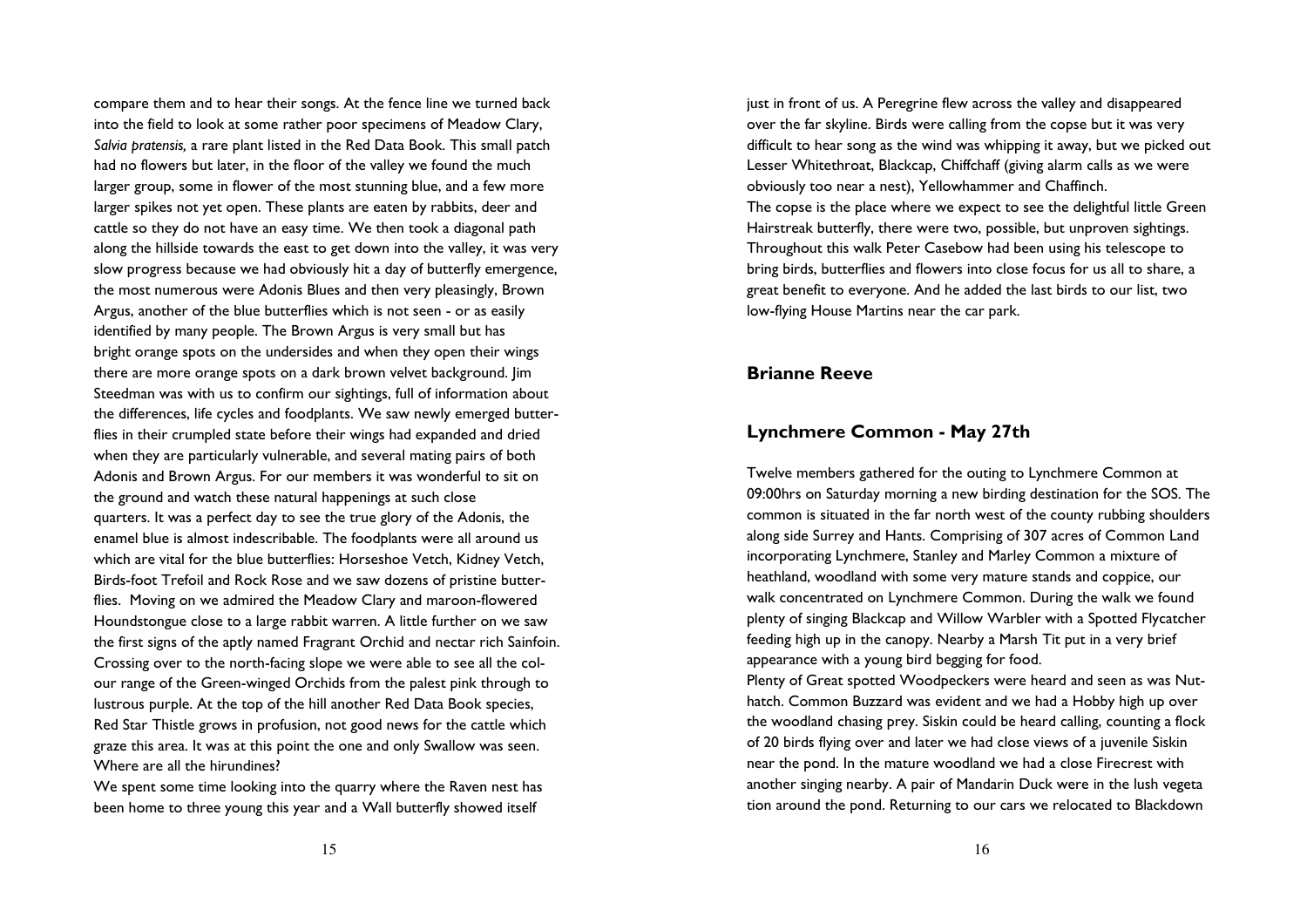compare them and to hear their songs. At the fence line we turned back into the field to look at some rather poor specimens of Meadow Clary, *Salvia pratensis,* a rare plant listed in the Red Data Book. This small patch had no flowers but later, in the floor of the valley we found the much larger group, some in flower of the most stunning blue, and a few more larger spikes not yet open. These plants are eaten by rabbits, deer and cattle so they do not have an easy time. We then took a diagonal path along the hillside towards the east to get down into the valley, it was very slow progress because we had obviously hit a day of butterfly emergence, the most numerous were Adonis Blues and then very pleasingly, Brown Argus, another of the blue butterflies which is not seen - or as easily identified by many people. The Brown Argus is very small but has bright orange spots on the undersides and when they open their wings there are more orange spots on a dark brown velvet background. Jim Steedman was with us to confirm our sightings, full of information about the differences, life cycles and foodplants. We saw newly emerged butterflies in their crumpled state before their wings had expanded and dried when they are particularly vulnerable, and several mating pairs of both Adonis and Brown Argus. For our members it was wonderful to sit on the ground and watch these natural happenings at such close quarters. It was a perfect day to see the true glory of the Adonis, the enamel blue is almost indescribable. The foodplants were all around us which are vital for the blue butterflies: Horseshoe Vetch, Kidney Vetch, Birds-foot Trefoil and Rock Rose and we saw dozens of pristine butterflies. Moving on we admired the Meadow Clary and maroon-flowered Houndstongue close to a large rabbit warren. A little further on we saw the first signs of the aptly named Fragrant Orchid and nectar rich Sainfoin. Crossing over to the north-facing slope we were able to see all the colour range of the Green-winged Orchids from the palest pink through to lustrous purple. At the top of the hill another Red Data Book species, Red Star Thistle grows in profusion, not good news for the cattle which graze this area. It was at this point the one and only Swallow was seen. Where are all the hirundines?

We spent some time looking into the quarry where the Raven nest has been home to three young this year and a Wall butterfly showed itself just in front of us. A Peregrine flew across the valley and disappeared over the far skyline. Birds were calling from the copse but it was very difficult to hear song as the wind was whipping it away, but we picked out Lesser Whitethroat, Blackcap, Chiffchaff (giving alarm calls as we were obviously too near a nest), Yellowhammer and Chaffinch.

The copse is the place where we expect to see the delightful little Green Hairstreak butterfly, there were two, possible, but unproven sightings. Throughout this walk Peter Casebow had been using his telescope to bring birds, butterflies and flowers into close focus for us all to share, a great benefit to everyone. And he added the last birds to our list, two low-flying House Martins near the car park.

**Brianne Reeve**

## Lynchmere Common - May 27th

Twelve members gathered for the outing to Lynchmere Common at 09:00hrs on Saturday morning a new birding destination for the SOS. The common is situated in the far north west of the county rubbing shoulders along side Surrey and Hants. Comprising of 307 acres of Common Land incorporating Lynchmere, Stanley and Marley Common a mixture of heathland, woodland with some very mature stands and coppice, our walk concentrated on Lynchmere Common. During the walk we found plenty of singing Blackcap and Willow Warbler with a Spotted Flycatcher feeding high up in the canopy. Nearby a Marsh Tit put in a very brief appearance with a young bird begging for food.

Plenty of Great spotted Woodpeckers were heard and seen as was Nuthatch. Common Buzzard was evident and we had a Hobby high up over the woodland chasing prey. Siskin could be heard calling, counting a flock of 20 birds flying over and later we had close views of a juvenile Siskin near the pond. In the mature woodland we had a close Firecrest with another singing nearby. A pair of Mandarin Duck were in the lush vegetation around the pond. Returning to our cars we relocated to Blackdown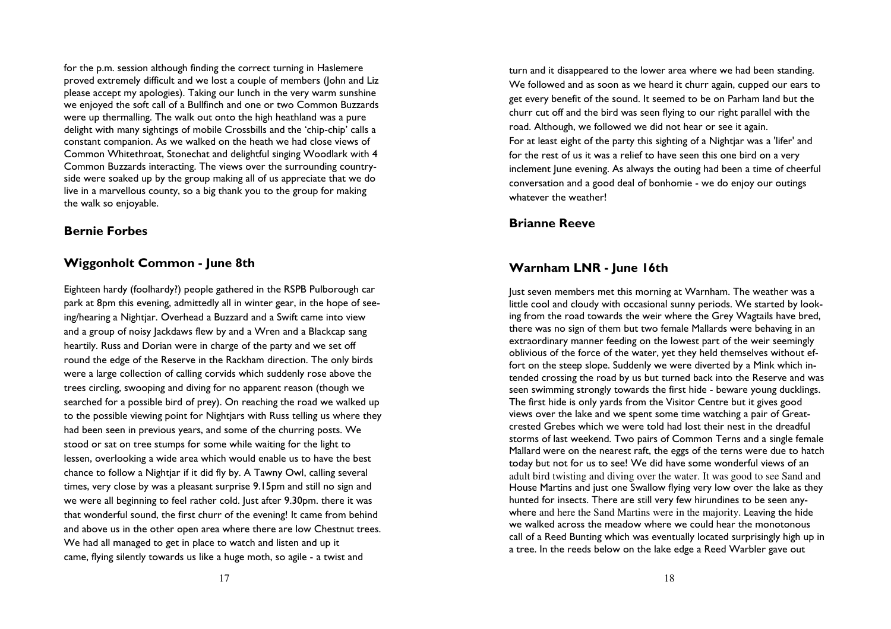for the p.m. session although finding the correct turning in Haslemere proved extremely difficult and we lost a couple of members (John and Liz please accept my apologies). Taking our lunch in the very warm sunshine we enjoyed the soft call of a Bullfinch and one or two Common Buzzards were up thermalling. The walk out onto the high heathland was a pure delight with many sightings of mobile Crossbills and the 'chip-chip' calls a constant companion. As we walked on the heath we had close views of Common Whitethroat, Stonechat and delightful singing Woodlark with 4 Common Buzzards interacting. The views over the surrounding countryside were soaked up by the group making all of us appreciate that we do live in a marvellous county, so a big thank you to the group for making the walk so enjoyable.

**Bernie Forbes**

## Wiggonholt Common - June 8th

Eighteen hardy (foolhardy?) people gathered in the RSPB Pulborough car park at 8pm this evening, admittedly all in winter gear, in the hope of seeing/hearing a Nightjar. Overhead a Buzzard and a Swift came into view and a group of noisy Jackdaws flew by and a Wren and a Blackcap sang heartily. Russ and Dorian were in charge of the party and we set off round the edge of the Reserve in the Rackham direction. The only birds were a large collection of calling corvids which suddenly rose above the trees circling, swooping and diving for no apparent reason (though we searched for a possible bird of prey). On reaching the road we walked up to the possible viewing point for Nightjars with Russ telling us where they had been seen in previous years, and some of the churring posts. We stood or sat on tree stumps for some while waiting for the light to lessen, overlooking a wide area which would enable us to have the best chance to follow a Nightjar if it did fly by. A Tawny Owl, calling several times, very close by was a pleasant surprise 9.15pm and still no sign and we were all beginning to feel rather cold. Just after 9.30pm. there it was that wonderful sound, the first churr of the evening! It came from behind and above us in the other open area where there are low Chestnut trees. We had all managed to get in place to watch and listen and up it came, flying silently towards us like a huge moth, so agile - a twist and turn and it disappeared to the lower area where we had been standing. We followed and as soon as we heard it churr again, cupped our ears to get every benefit of the sound. It seemed to be on Parham land but the churr cut off and the bird was seen flying to our right parallel with the road. Although, we followed we did not hear or see it again.

For at least eight of the party this sighting of a Nightjar was a 'lifer' and for the rest of us it was a relief to have seen this one bird on a very inclement June evening. As always the outing had been a time of cheerful conversation and a good deal of bonhomie - we do enjoy our outings whatever the weather!

**Brianne Reeve**

## Warnham LNR - June 16th

Just seven members met this morning at Warnham. The weather was a little cool and cloudy with occasional sunny periods. We started by looking from the road towards the weir where the Grey Wagtails have bred, there was no sign of them but two female Mallards were behaving in an extraordinary manner feeding on the lowest part of the weir seemingly oblivious of the force of the water, yet they held themselves without effort on the steep slope. Suddenly we were diverted by a Mink which intended crossing the road by us but turned back into the Reserve and was seen swimming strongly towards the first hide - beware young ducklings. The first hide is only yards from the Visitor Centre but it gives good views over the lake and we spent some time watching a pair of Great-crested Grebes which we were told had lost their nest in the dreadful storms of last weekend. Two pairs of Common Terns and a single female Mallard were on the nearest raft, the eggs of the terns were due to hatch today but not for us to see! We did have some wonderful views of an adult bird twisting and diving over the water. It was good to see Sand and House Martins and just one Swallow flying very low over the lake as they hunted for insects. There are still very few hirundines to be seen anywhere and here the Sand Martins were in the majority. Leaving the hide we walked across the meadow where we could hear the monotonous call of a Reed Bunting which was eventually located surprisingly high up in a tree. In the reeds below on the lake edge a Reed Warbler gave out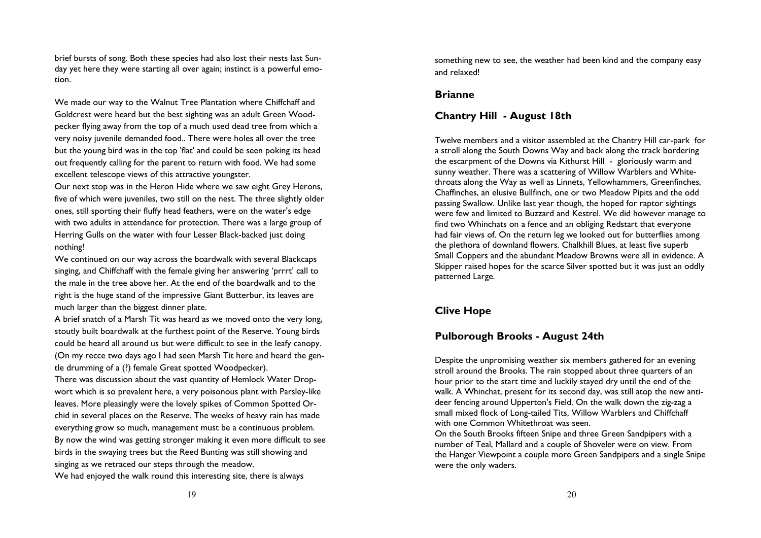brief bursts of song. Both these species had also lost their nests last Sunday yet here they were starting all over again; instinct is a powerful emotion.

We made our way to the Walnut Tree Plantation where Chiffchaff and Goldcrest were heard but the best sighting was an adult Green Woodpecker flying away from the top of a much used dead tree from which a very noisy juvenile demanded food.. There were holes all over the tree but the young bird was in the top 'flat' and could be seen poking its head out frequently calling for the parent to return with food. We had some excellent telescope views of this attractive youngster.

Our next stop was in the Heron Hide where we saw eight Grey Herons, five of which were juveniles, two still on the nest. The three slightly older ones, still sporting their fluffy head feathers, were on the water's edge with two adults in attendance for protection. There was a large group of Herring Gulls on the water with four Lesser Black-backed just doing nothing!

We continued on our way across the boardwalk with several Blackcaps singing, and Chiffchaff with the female giving her answering 'prrrt' call to the male in the tree above her. At the end of the boardwalk and to the right is the huge stand of the impressive Giant Butterbur, its leaves are much larger than the biggest dinner plate.

A brief snatch of a Marsh Tit was heard as we moved onto the very long, stoutly built boardwalk at the furthest point of the Reserve. Young birds could be heard all around us but were difficult to see in the leafy canopy. (On my recce two days ago I had seen Marsh Tit here and heard the gentle drumming of a (?) female Great spotted Woodpecker).

There was discussion about the vast quantity of Hemlock Water Dropwort which is so prevalent here, a very poisonous plant with Parsley-like leaves. More pleasingly were the lovely spikes of Common Spotted Orchid in several places on the Reserve. The weeks of heavy rain has made everything grow so much, management must be a continuous problem.

By now the wind was getting stronger making it even more difficult to see birds in the swaying trees but the Reed Bunting was still showing and singing as we retraced our steps through the meadow.

We had enjoyed the walk round this interesting site, there is always something new to see, the weather had been kind and the company easy and relaxed!

**Brianne**

## Chantry Hill - August 18th

Twelve members and a visitor assembled at the Chantry Hill car-park for a stroll along the South Downs Way and back along the track bordering the escarpment of the Downs via Kithurst Hill - gloriously warm and sunny weather. There was a scattering of Willow Warblers and Whitethroats along the Way as well as Linnets, Yellowhammers, Greenfinches, Chaffinches, an elusive Bullfinch, one or two Meadow Pipits and the odd passing Swallow. Unlike last year though, the hoped for raptor sightings were few and limited to Buzzard and Kestrel. We did however manage to find two Whinchats on a fence and an obliging Redstart that everyone had fair views of. On the return leg we looked out for butterflies among the plethora of downland flowers. Chalkhill Blues, at least five superb Small Coppers and the abundant Meadow Browns were all in evidence. A Skipper raised hopes for the scarce Silver spotted but it was just an oddly patterned Large.

**Clive Hope**

## Pulborough Brooks - August 24th

Despite the unpromising weather six members gathered for an evening stroll around the Brooks. The rain stopped about three quarters of an hour prior to the start time and luckily stayed dry until the end of the walk. A Whinchat, present for its second day, was still atop the new anti-deer fencing around Upperton's Field. On the walk down the zig-zag a small mixed flock of Long-tailed Tits, Willow Warblers and Chiffchaff with one Common Whitethroat was seen.

On the South Brooks fifteen Snipe and three Green Sandpipers with a number of Teal, Mallard and a couple of Shoveler were on view. From the Hanger Viewpoint a couple more Green Sandpipers and a single Snipe were the only waders.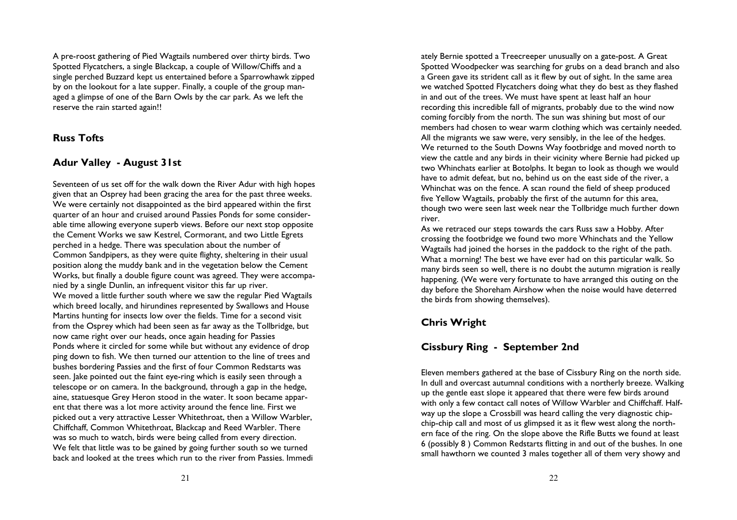A pre-roost gathering of Pied Wagtails numbered over thirty birds. Two Spotted Flycatchers, a single Blackcap, a couple of Willow/Chiffs and a single perched Buzzard kept us entertained before a Sparrowhawk zipped by on the lookout for a late supper. Finally, a couple of the group managed a glimpse of one of the Barn Owls by the car park. As we left the reserve the rain started again!!

**Russ Tofts**

## Adur Valley - August 31st

Seventeen of us set off for the walk down the River Adur with high hopes given that an Osprey had been gracing the area for the past three weeks. We were certainly not disappointed as the bird appeared within the first quarter of an hour and cruised around Passies Ponds for some considerable time allowing everyone superb views. Before our next stop opposite the Cement Works we saw Kestrel, Cormorant, and two Little Egrets perched in a hedge. There was speculation about the number of Common Sandpipers, as they were quite flighty, sheltering in their usual position along the muddy bank and in the vegetation below the Cement Works, but finally a double figure count was agreed. They were accompanied by a single Dunlin, an infrequent visitor this far up river.
We moved a little further south where we saw the regular Pied Wagtails which breed locally, and hirundines represented by Swallows and House Martins hunting for insects low over the fields. Time for a second visit from the Osprey which had been seen as far away as the Tollbridge, but now came right over our heads, once again heading for Passies Ponds where it circled for some while but without any evidence of dropping down to fish. We then turned our attention to the line of trees and bushes bordering Passies and the first of four Common Redstarts was seen. Jake pointed out the faint eye-ring which is easily seen through a telescope or on camera. In the background, through a gap in the hedge, aine, statuesque Grey Heron stood in the water. It soon became apparent that there was a lot more activity around the fence line. First we picked out a very attractive Lesser Whitethroat, then a Willow Warbler, Chiffchaff, Common Whitethroat, Blackcap and Reed Warbler. There was so much to watch, birds were being called from every direction.
We felt that little was to be gained by going further south so we turned back and looked at the trees which run to the river from Passies. Immediately Bernie spotted a Treecreeper unusually on a gate-post. A Great Spotted Woodpecker was searching for grubs on a dead branch and also a Green gave its strident call as it flew by out of sight. In the same area we watched Spotted Flycatchers doing what they do best as they flashed in and out of the trees. We must have spent at least half an hour recording this incredible fall of migrants, probably due to the wind now coming forcibly from the north. The sun was shining but most of our members had chosen to wear warm clothing which was certainly needed. All the migrants we saw were, very sensibly, in the lee of the hedges.
We returned to the South Downs Way footbridge and moved north to view the cattle and any birds in their vicinity where Bernie had picked up two Whinchats earlier at Botolphs. It began to look as though we would have to admit defeat, but no, behind us on the east side of the river, a Whinchat was on the fence. A scan round the field of sheep produced five Yellow Wagtails, probably the first of the autumn for this area, though two were seen last week near the Tollbridge much further down river.
As we retraced our steps towards the cars Russ saw a Hobby. After crossing the footbridge we found two more Whinchats and the Yellow Wagtails had joined the horses in the paddock to the right of the path. What a morning! The best we have ever had on this particular walk. So many birds seen so well, there is no doubt the autumn migration is really happening. (We were very fortunate to have arranged this outing on the day before the Shoreham Airshow when the noise would have deterred the birds from showing themselves).

**Chris Wright**

## Cissbury Ring - September 2nd

Eleven members gathered at the base of Cissbury Ring on the north side. In dull and overcast autumnal conditions with a northerly breeze. Walking up the gentle east slope it appeared that there were few birds around with only a few contact call notes of Willow Warbler and Chiffchaff. Halfway up the slope a Crossbill was heard calling the very diagnostic chip-chip-chip call and most of us glimpsed it as it flew west along the northern face of the ring. On the slope above the Rifle Butts we found at least 6 (possibly 8 ) Common Redstarts flitting in and out of the bushes. In one small hawthorn we counted 3 males together all of them very showy and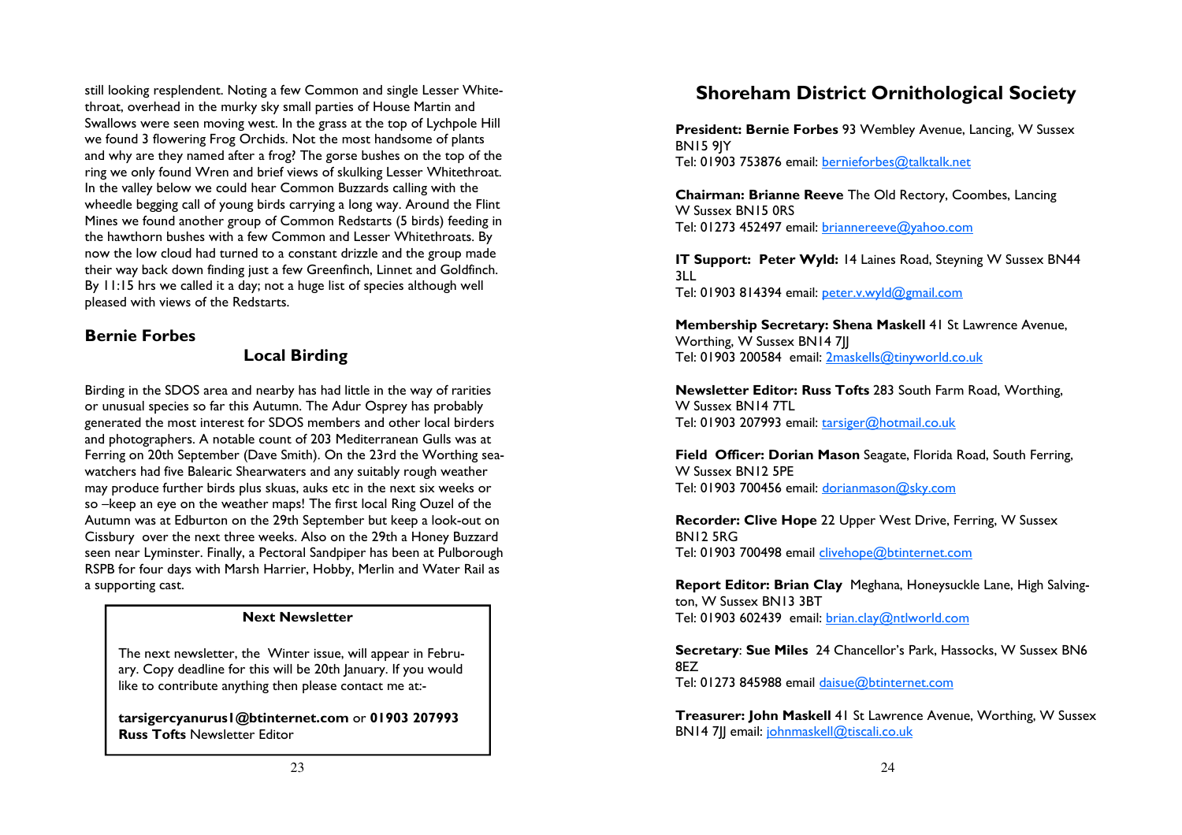still looking resplendent. Noting a few Common and single Lesser Whitethroat, overhead in the murky sky small parties of House Martin and Swallows were seen moving west. In the grass at the top of Lychpole Hill we found 3 flowering Frog Orchids. Not the most handsome of plants and why are they named after a frog? The gorse bushes on the top of the ring we only found Wren and brief views of skulking Lesser Whitethroat. In the valley below we could hear Common Buzzards calling with the wheedle begging call of young birds carrying a long way. Around the Flint Mines we found another group of Common Redstarts (5 birds) feeding in the hawthorn bushes with a few Common and Lesser Whitethroats. By now the low cloud had turned to a constant drizzle and the group made their way back down finding just a few Greenfinch, Linnet and Goldfinch. By 11:15 hrs we called it a day; not a huge list of species although well pleased with views of the Redstarts.

**Bernie Forbes**

## Local Birding

Birding in the SDOS area and nearby has had little in the way of rarities or unusual species so far this Autumn. The Adur Osprey has probably generated the most interest for SDOS members and other local birders and photographers. A notable count of 203 Mediterranean Gulls was at Ferring on 20th September (Dave Smith). On the 23rd the Worthing sea-watchers had five Balearic Shearwaters and any suitably rough weather may produce further birds plus skuas, auks etc in the next six weeks or so –keep an eye on the weather maps! The first local Ring Ouzel of the Autumn was at Edburton on the 29th September but keep a look-out on Cissbury over the next three weeks. Also on the 29th a Honey Buzzard seen near Lyminster. Finally, a Pectoral Sandpiper has been at Pulborough RSPB for four days with Marsh Harrier, Hobby, Merlin and Water Rail as a supporting cast.

**Next Newsletter**

The next newsletter, the Winter issue, will appear in February. Copy deadline for this will be 20th January. If you would like to contribute anything then please contact me at:-

**tarsigercyanurus1@btinternet.com** or **01903 207993**
**Russ Tofts** Newsletter Editor

# Shoreham District Ornithological Society

**President: Bernie Forbes** 93 Wembley Avenue, Lancing, W Sussex BN15 9JY
Tel: 01903 753876 email: bernieforbes@talktalk.net

**Chairman: Brianne Reeve** The Old Rectory, Coombes, Lancing W Sussex BN15 0RS
Tel: 01273 452497 email: briannereeve@yahoo.com

**IT Support: Peter Wyld:** 14 Laines Road, Steyning W Sussex BN44 3LL
Tel: 01903 814394 email: peter.v.wyld@gmail.com

**Membership Secretary: Shena Maskell** 41 St Lawrence Avenue, Worthing, W Sussex BN14 7JJ
Tel: 01903 200584 email: 2maskells@tinyworld.co.uk

**Newsletter Editor: Russ Tofts** 283 South Farm Road, Worthing, W Sussex BN14 7TL
Tel: 01903 207993 email: tarsiger@hotmail.co.uk

**Field Officer: Dorian Mason** Seagate, Florida Road, South Ferring, W Sussex BN12 5PE
Tel: 01903 700456 email: dorianmason@sky.com

**Recorder: Clive Hope** 22 Upper West Drive, Ferring, W Sussex BN12 5RG
Tel: 01903 700498 email clivehope@btinternet.com

**Report Editor: Brian Clay** Meghana, Honeysuckle Lane, High Salvington, W Sussex BN13 3BT
Tel: 01903 602439 email: brian.clay@ntlworld.com

**Secretary**: **Sue Miles** 24 Chancellor's Park, Hassocks, W Sussex BN6 8EZ
Tel: 01273 845988 email daisue@btinternet.com

**Treasurer: John Maskell** 41 St Lawrence Avenue, Worthing, W Sussex BN14 7JJ email: johnmaskell@tiscali.co.uk